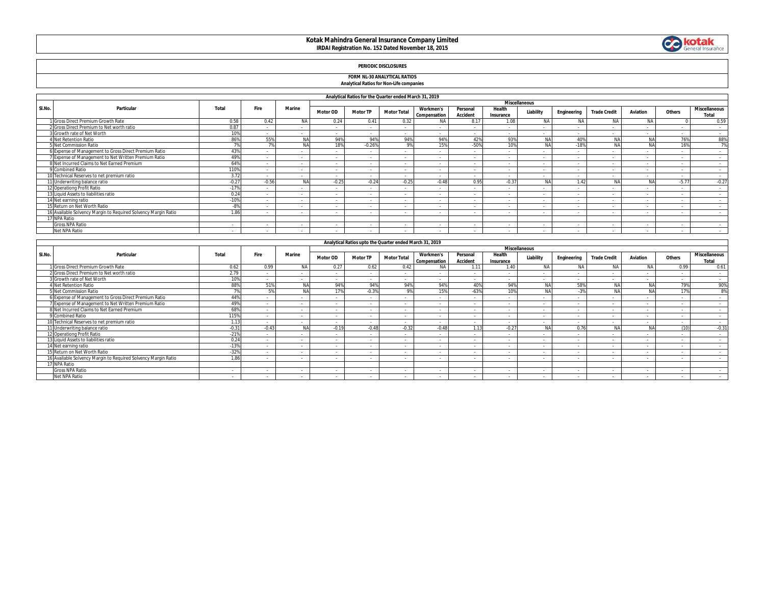# Kotak Mahindra General Insurance Company Limited

**IRDAI Registration No. 152 Dated November 18, 2015**

**PERIODIC DISCLOSURES**

**FORM NL-30 ANALYTICAL RATIOS**

**Analytical Ratios for Non-Life companies**

| Analytical Ratios for the Quarter ended March 31, 2019 | | | | | | | | | | | | | | | | | |
|---|---|---|---|---|---|---|---|---|---|---|---|---|---|---|---|---|---|
| Sl.No. | Particular | Total | Fire | Marine | Miscellaneous | | | | | | | | | | | | |
| | | | | | Motor OD | Motor TP | Motor Total | Workmen's Compensation | Personal Accident | Health Insurance | Liability | Engineering | Trade Credit | Aviation | Others | Miscellaneous Total |
| 1 | Gross Direct Premium Growth Rate | 0.58 | 0.42 | NA | 0.24 | 0.41 | 0.32 | NA | 8.17 | 1.08 | NA | NA | NA | NA | 0 | 0.59 |
| 2 | Gross Direct Premium to Net worth ratio | 0.87 | - | - | - | - | - | - | - | - | - | - | - | - | - | - |
| 3 | Growth rate of Net Worth | 10% | - | - | - | - | - | - | - | - | - | - | - | - | - | - |
| 4 | Net Retention Ratio | 86% | 55% | NA | 94% | 94% | 94% | 94% | 42% | 93% | NA | 40% | NA | NA | 76% | 88% |
| 5 | Net Commission Ratio | 7% | 7% | NA | 18% | -0.26% | 9% | 15% | -50% | 10% | NA | -18% | NA | NA | 16% | 7% |
| 6 | Expense of Management to Gross Direct Premium Ratio | 43% | - | - | - | - | - | - | - | - | - | - | - | - | - | - |
| 7 | Expense of Management to Net Written Premium Ratio | 49% | - | - | - | - | - | - | - | - | - | - | - | - | - | - |
| 8 | Net Incurred Claims to Net Earned Premium | 64% | - | - | - | - | - | - | - | - | - | - | - | - | - | - |
| 9 | Combined Ratio | 110% | - | - | - | - | - | - | - | - | - | - | - | - | - | - |
| 10 | Technical Reserves to net premium ratio | 3.72 | - | - | - | - | - | - | - | - | - | - | - | - | - | - |
| 11 | Underwriting balance ratio | -0.27 | -0.56 | NA | -0.25 | -0.24 | -0.25 | -0.48 | 0.95 | -0.37 | NA | 1.42 | NA | NA | -5.77 | -0.27 |
| 12 | Operationg Profit Ratio | -17% | - | - | - | - | - | - | - | - | - | - | - | - | - | - |
| 13 | Liquid Assets to liabilities ratio | 0.24 | - | - | - | - | - | - | - | - | - | - | - | - | - | - |
| 14 | Net earning ratio | -10% | - | - | - | - | - | - | - | - | - | - | - | - | - | - |
| 15 | Return on Net Worth Ratio | -8% | - | - | - | - | - | - | - | - | - | - | - | - | - | - |
| 16 | Available Solvency Margin to Required Solvency Margin Ratio | 1.86 | - | - | - | - | - | - | - | - | - | - | - | - | - | - |
| 17 | NPA Ratio | | | | | | | | | | | | | | | |
| | Gross NPA Ratio | - | - | - | - | - | - | - | - | - | - | - | - | - | - | - |
| | Net NPA Ratio | - | - | - | - | - | - | - | - | - | - | - | - | - | - | - |

| Analytical Ratios upto the Quarter ended March 31, 2019 | | | | | | | | | | | | | | | | | |
|---|---|---|---|---|---|---|---|---|---|---|---|---|---|---|---|---|---|
| Sl.No. | Particular | Total | Fire | Marine | Miscellaneous | | | | | | | | | | | | |
| | | | | | Motor OD | Motor TP | Motor Total | Workmen's Compensation | Personal Accident | Health Insurance | Liability | Engineering | Trade Credit | Aviation | Others | Miscellaneous Total |
| 1 | Gross Direct Premium Growth Rate | 0.62 | 0.99 | NA | 0.27 | 0.62 | 0.42 | NA | 1.11 | 1.40 | NA | NA | NA | NA | 0.99 | 0.61 |
| 2 | Gross Direct Premium to Net worth ratio | 2.79 | - | - | - | - | - | - | - | - | - | - | - | - | - | - |
| 3 | Growth rate of Net Worth | 10% | - | - | - | - | - | - | - | - | - | - | - | - | - | - |
| 4 | Net Retention Ratio | 88% | 51% | NA | 94% | 94% | 94% | 94% | 40% | 94% | NA | 58% | NA | NA | 79% | 90% |
| 5 | Net Commission Ratio | 7% | 5% | NA | 17% | -0.3% | 9% | 15% | -63% | 10% | NA | -3% | NA | NA | 17% | 8% |
| 6 | Expense of Management to Gross Direct Premium Ratio | 44% | - | - | - | - | - | - | - | - | - | - | - | - | - | - |
| 7 | Expense of Management to Net Written Premium Ratio | 49% | - | - | - | - | - | - | - | - | - | - | - | - | - | - |
| 8 | Net Incurred Claims to Net Earned Premium | 68% | - | - | - | - | - | - | - | - | - | - | - | - | - | - |
| 9 | Combined Ratio | 115% | - | - | - | - | - | - | - | - | - | - | - | - | - | - |
| 10 | Technical Reserves to net premium ratio | 1.13 | - | - | - | - | - | - | - | - | - | - | - | - | - | - |
| 11 | Underwriting balance ratio | -0.31 | -0.43 | NA | -0.19 | -0.48 | -0.32 | -0.48 | 1.13 | -0.27 | NA | 0.76 | NA | NA | (10) | -0.31 |
| 12 | Operationg Profit Ratio | -21% | - | - | - | - | - | - | - | - | - | - | - | - | - | - |
| 13 | Liquid Assets to liabilities ratio | 0.24 | - | - | - | - | - | - | - | - | - | - | - | - | - | - |
| 14 | Net earning ratio | -13% | - | - | - | - | - | - | - | - | - | - | - | - | - | - |
| 15 | Return on Net Worth Ratio | -32% | - | - | - | - | - | - | - | - | - | - | - | - | - | - |
| 16 | Available Solvency Margin to Required Solvency Margin Ratio | 1.86 | - | - | - | - | - | - | - | - | - | - | - | - | - | - |
| 17 | NPA Ratio | | | | | | | | | | | | | | | |
| | Gross NPA Ratio | - | - | - | - | - | - | - | - | - | - | - | - | - | - | - |
| | Net NPA Ratio | - | - | - | - | - | - | - | - | - | - | - | - | - | - | - |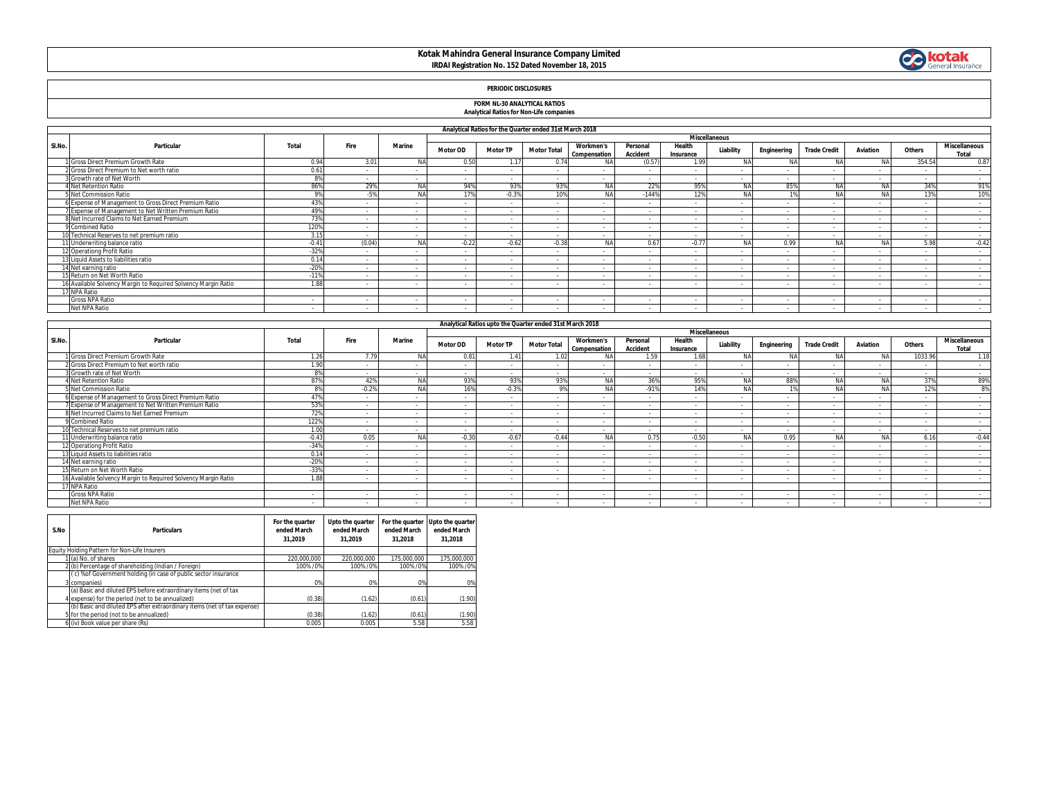# Kotak Mahindra General Insurance Company Limited

**IRDAI Registration No. 152 Dated November 18, 2015**

**PERIODIC DISCLOSURES**

**FORM NL-30 ANALYTICAL RATIOS**

**Analytical Ratios for Non-Life companies**

**Analytical Ratios for the Quarter ended 31st March 2018**

| Sl.No. | Particular | Total | Fire | Marine | Miscellaneous | | | | | | | | | | | | |
|---|---|---|---|---|---|---|---|---|---|---|---|---|---|---|---|---|---|
| | | | | | Motor OD | Motor TP | Motor Total | Workmen's Compensation | Personal Accident | Health Insurance | Liability | Engineering | Trade Credit | Aviation | Others | Miscellaneous Total |
| 1 | Gross Direct Premium Growth Rate | 0.94 | 3.01 | NA | 0.50 | 1.17 | 0.74 | NA | (0.57) | 1.99 | NA | NA | NA | NA | 354.54 | 0.87 |
| 2 | Gross Direct Premium to Net worth ratio | 0.61 | - | - | - | - | - | - | - | - | - | - | - | - | - | - |
| 3 | Growth rate of Net Worth | 8% | - | - | - | - | - | - | - | - | - | - | - | - | - | - |
| 4 | Net Retention Ratio | 86% | 29% | NA | 94% | 93% | 93% | NA | 22% | 95% | NA | 85% | NA | NA | 34% | 91% |
| 5 | Net Commission Ratio | 9% | -5% | NA | 17% | -0.3% | 10% | NA | -144% | 12% | NA | 1% | NA | NA | 13% | 10% |
| 6 | Expense of Management to Gross Direct Premium Ratio | 43% | - | - | - | - | - | - | - | - | - | - | - | - | - | - |
| 7 | Expense of Management to Net Written Premium Ratio | 49% | - | - | - | - | - | - | - | - | - | - | - | - | - | - |
| 8 | Net Incurred Claims to Net Earned Premium | 73% | - | - | - | - | - | - | - | - | - | - | - | - | - | - |
| 9 | Combined Ratio | 120% | - | - | - | - | - | - | - | - | - | - | - | - | - | - |
| 10 | Technical Reserves to net premium ratio | 3.15 | - | - | - | - | - | - | - | - | - | - | - | - | - | - |
| 11 | Underwriting balance ratio | -0.41 | (0.04) | NA | -0.22 | -0.62 | -0.38 | NA | 0.67 | -0.77 | NA | 0.99 | NA | NA | 5.98 | -0.42 |
| 12 | Operationg Profit Ratio | -32% | - | - | - | - | - | - | - | - | - | - | - | - | - | - |
| 13 | Liquid Assets to liabilities ratio | 0.14 | - | - | - | - | - | - | - | - | - | - | - | - | - | - |
| 14 | Net earning ratio | -20% | - | - | - | - | - | - | - | - | - | - | - | - | - | - |
| 15 | Return on Net Worth Ratio | -11% | - | - | - | - | - | - | - | - | - | - | - | - | - | - |
| 16 | Available Solvency Margin to Required Solvency Margin Ratio | 1.88 | - | - | - | - | - | - | - | - | - | - | - | - | - | - |
| 17 | NPA Ratio | | | | | | | | | | | | | | | |
| | Gross NPA Ratio | - | - | - | - | - | - | - | - | - | - | - | - | - | - | - |
| | Net NPA Ratio | - | - | - | - | - | - | - | - | - | - | - | - | - | - | - |

**Analytical Ratios upto the Quarter ended 31st March 2018**

| Sl.No. | Particular | Total | Fire | Marine | Miscellaneous | | | | | | | | | | | |
|---|---|---|---|---|---|---|---|---|---|---|---|---|---|---|---|---|
| | | | | | Motor OD | Motor TP | Motor Total | Workmen's Compensation | Personal Accident | Health Insurance | Liability | Engineering | Trade Credit | Aviation | Others | Miscellaneous Total |
| 1 | Gross Direct Premium Growth Rate | 1.26 | 7.79 | NA | 0.81 | 1.41 | 1.02 | NA | 1.59 | 1.68 | NA | NA | NA | NA | 1033.96 | 1.18 |
| 2 | Gross Direct Premium to Net worth ratio | 1.90 | - | - | - | - | - | - | - | - | - | - | - | - | - | - |
| 3 | Growth rate of Net Worth | 8% | - | - | - | - | - | - | - | - | - | - | - | - | - | - |
| 4 | Net Retention Ratio | 87% | 42% | NA | 93% | 93% | 93% | NA | 36% | 95% | NA | 88% | NA | NA | 37% | 89% |
| 5 | Net Commission Ratio | 8% | -0.2% | NA | 16% | -0.3% | 9% | NA | -91% | 14% | NA | 1% | NA | NA | 12% | 8% |
| 6 | Expense of Management to Gross Direct Premium Ratio | 47% | - | - | - | - | - | - | - | - | - | - | - | - | - | - |
| 7 | Expense of Management to Net Written Premium Ratio | 53% | - | - | - | - | - | - | - | - | - | - | - | - | - | - |
| 8 | Net Incurred Claims to Net Earned Premium | 72% | - | - | - | - | - | - | - | - | - | - | - | - | - | - |
| 9 | Combined Ratio | 122% | - | - | - | - | - | - | - | - | - | - | - | - | - | - |
| 10 | Technical Reserves to net premium ratio | 1.00 | - | - | - | - | - | - | - | - | - | - | - | - | - | - |
| 11 | Underwriting balance ratio | -0.43 | 0.05 | NA | -0.30 | -0.67 | -0.44 | NA | 0.75 | -0.50 | NA | 0.95 | NA | NA | 6.16 | -0.44 |
| 12 | Operationg Profit Ratio | -34% | - | - | - | - | - | - | - | - | - | - | - | - | - | - |
| 13 | Liquid Assets to liabilities ratio | 0.14 | - | - | - | - | - | - | - | - | - | - | - | - | - | - |
| 14 | Net earning ratio | -20% | - | - | - | - | - | - | - | - | - | - | - | - | - | - |
| 15 | Return on Net Worth Ratio | -33% | - | - | - | - | - | - | - | - | - | - | - | - | - | - |
| 16 | Available Solvency Margin to Required Solvency Margin Ratio | 1.88 | - | - | - | - | - | - | - | - | - | - | - | - | - | - |
| 17 | NPA Ratio | | | | | | | | | | | | | | | |
| | Gross NPA Ratio | - | - | - | - | - | - | - | - | - | - | - | - | - | - | - |
| | Net NPA Ratio | - | - | - | - | - | - | - | - | - | - | - | - | - | - | - |

| S.No | Particulars | For the quarter ended March 31,2019 | Upto the quarter ended March 31,2019 | For the quarter ended March 31,2018 | Upto the quarter ended March 31,2018 |
|---|---|---|---|---|---|
| | Equity Holding Pattern for Non-Life Insurers | | | | |
| 1 | (a) No. of shares | 220,000,000 | 220,000,000 | 175,000,000 | 175,000,000 |
| 2 | (b) Percentage of shareholding (Indian / Foreign) | 100% /0% | 100% /0% | 100% /0% | 100% /0% |
| 3 | ( c) %of Government holding (in case of public sector insurance companies) | 0% | 0% | 0% | 0% |
| 4 | (a) Basic and diluted EPS before extraordinary items (net of tax expense) for the period (not to be annualized) | (0.38) | (1.62) | (0.61) | (1.90) |
| 5 | (b) Basic and diluted EPS after extraordinary items (net of tax expense) for the period (not to be annualized) | (0.38) | (1.62) | (0.61) | (1.90) |
| 6 | (iv) Book value per share (Rs) | 0.005 | 0.005 | 5.58 | 5.58 |